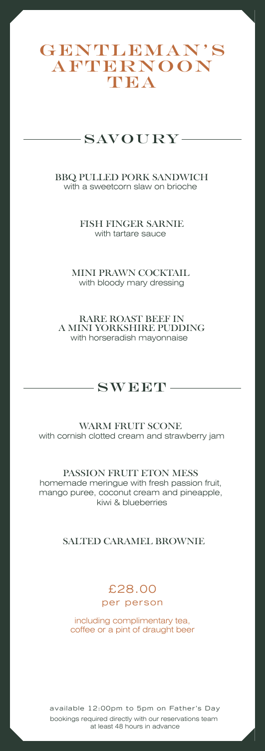# GENTLEMAN'S AFTERNOON TEA

## SAVOURY

**BBQ PULLED PORK SANDWICH**
with a sweetcorn slaw on brioche

**FISH FINGER SARNIE**
with tartare sauce

**MINI PRAWN COCKTAIL**
with bloody mary dressing

**RARE ROAST BEEF IN A MINI YORKSHIRE PUDDING**
with horseradish mayonnaise

## SWEET

**WARM FRUIT SCONE**
with cornish clotted cream and strawberry jam

**PASSION FRUIT ETON MESS**
homemade meringue with fresh passion fruit, mango puree, coconut cream and pineapple, kiwi & blueberries

**SALTED CARAMEL BROWNIE**

£28.00
per person

including complimentary tea, coffee or a pint of draught beer

available 12:00pm to 5pm on Father's Day
bookings required directly with our reservations team at least 48 hours in advance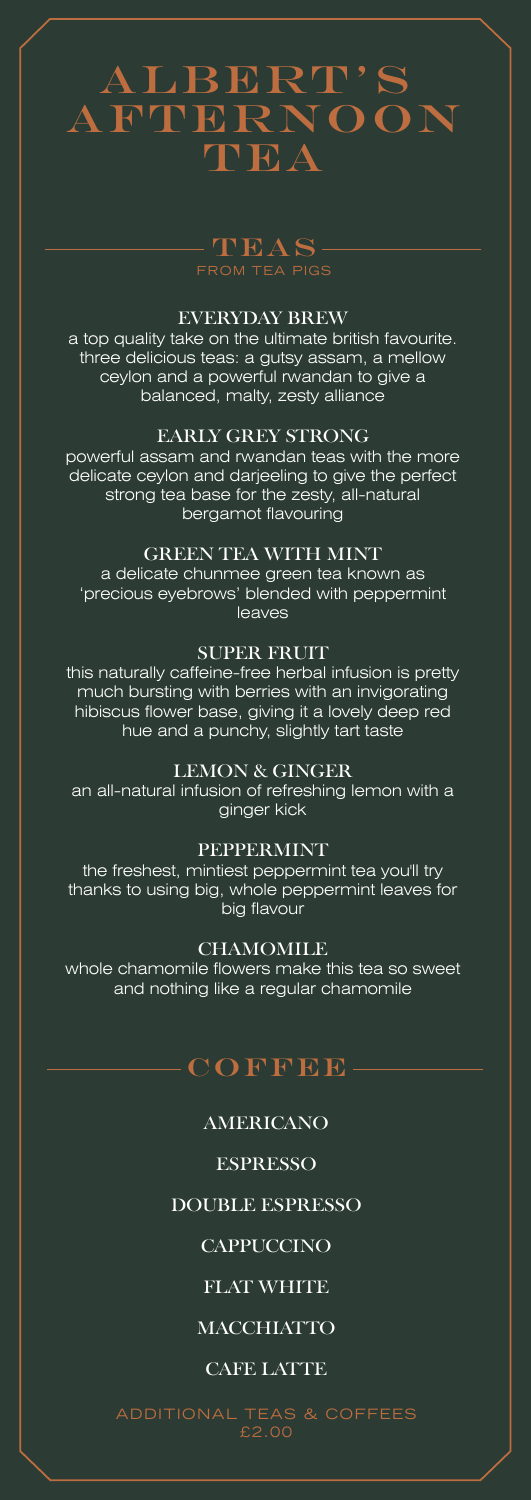# ALBERT'S AFTERNOON TEA

## TEAS
FROM TEA PIGS

### EVERYDAY BREW
a top quality take on the ultimate british favourite. three delicious teas: a gutsy assam, a mellow ceylon and a powerful rwandan to give a balanced, malty, zesty alliance

### EARLY GREY STRONG
powerful assam and rwandan teas with the more delicate ceylon and darjeeling to give the perfect strong tea base for the zesty, all-natural bergamot flavouring

### GREEN TEA WITH MINT
a delicate chunmee green tea known as 'precious eyebrows' blended with peppermint leaves

### SUPER FRUIT
this naturally caffeine-free herbal infusion is pretty much bursting with berries with an invigorating hibiscus flower base, giving it a lovely deep red hue and a punchy, slightly tart taste

### LEMON & GINGER
an all-natural infusion of refreshing lemon with a ginger kick

### PEPPERMINT
the freshest, mintiest peppermint tea you'll try thanks to using big, whole peppermint leaves for big flavour

### CHAMOMILE
whole chamomile flowers make this tea so sweet and nothing like a regular chamomile

## COFFEE

AMERICANO

ESPRESSO

DOUBLE ESPRESSO

CAPPUCCINO

FLAT WHITE

MACCHIATTO

CAFE LATTE

ADDITIONAL TEAS & COFFEES
£2.00